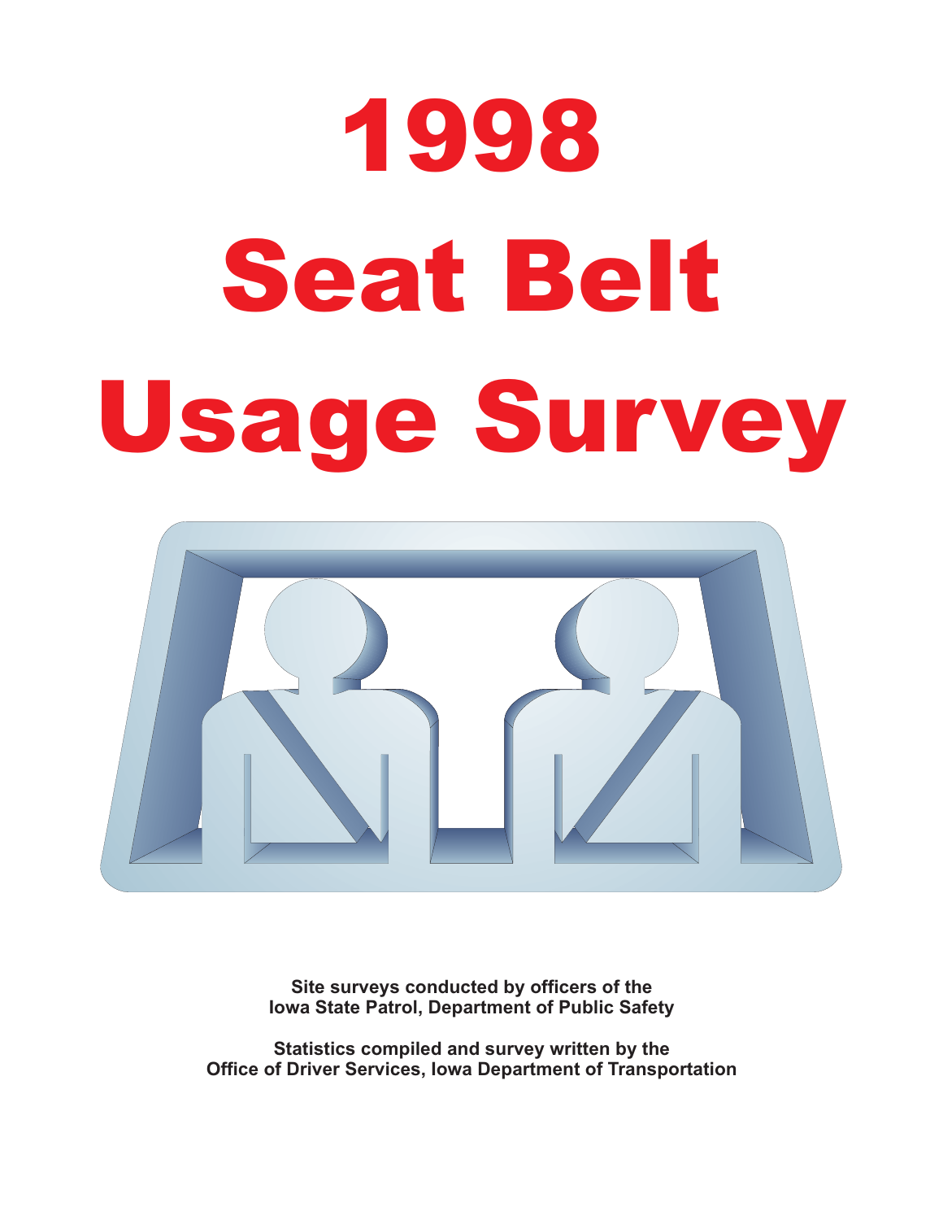# 1998 Seat Belt Usage Survey

**Site surveys conducted by officers of the Iowa State Patrol, Department of Public Safety**

**Statistics compiled and survey written by the Office of Driver Services, Iowa Department of Transportation**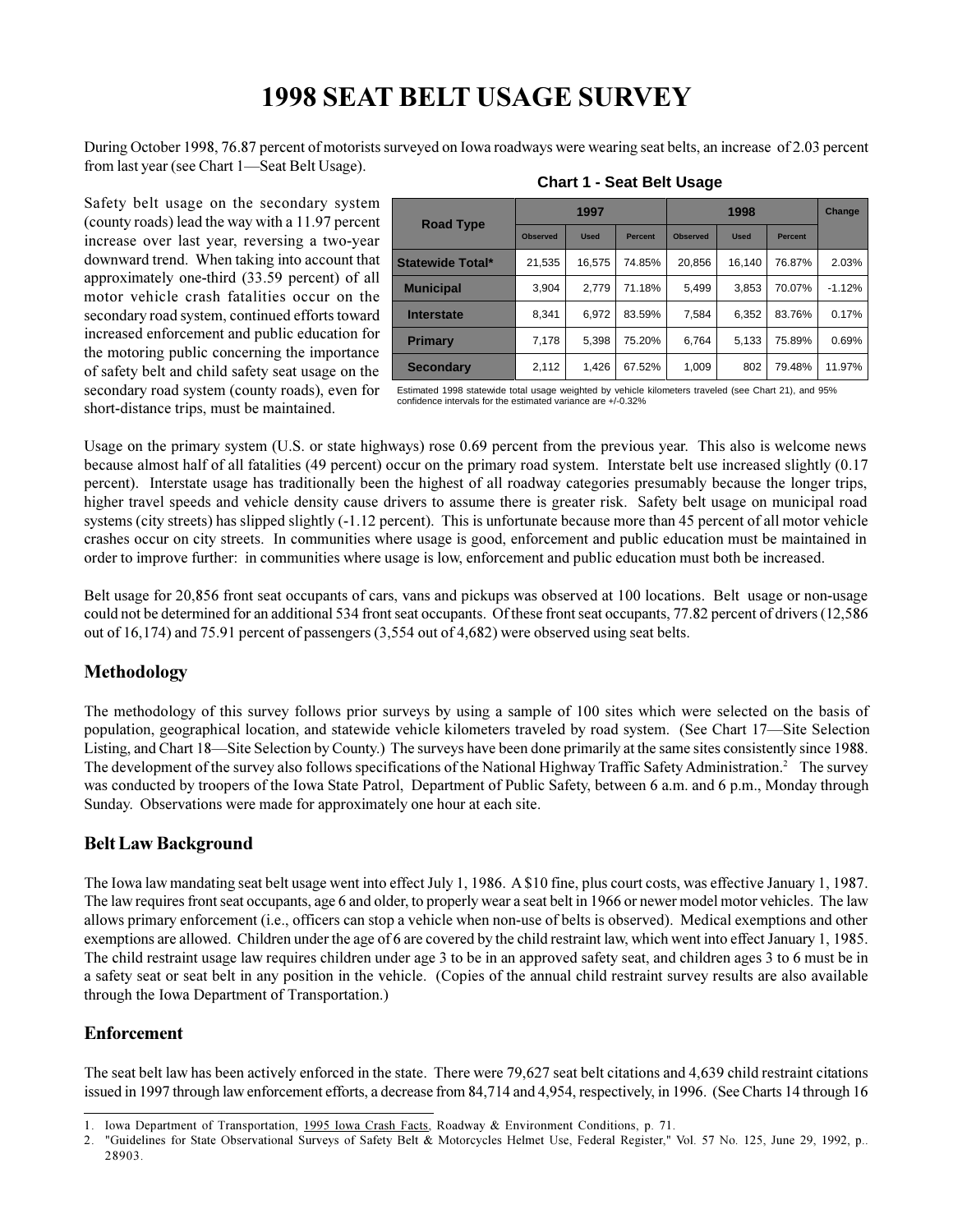# 1998 SEAT BELT USAGE SURVEY

During October 1998, 76.87 percent of motorists surveyed on Iowa roadways were wearing seat belts, an increase of 2.03 percent from last year (see Chart 1—Seat Belt Usage).

Safety belt usage on the secondary system (county roads) lead the way with a 11.97 percent increase over last year, reversing a two-year downward trend. When taking into account that approximately one-third (33.59 percent) of all motor vehicle crash fatalities occur on the secondary road system, continued efforts toward increased enforcement and public education for the motoring public concerning the importance of safety belt and child safety seat usage on the secondary road system (county roads), even for short-distance trips, must be maintained.

**Chart 1 - Seat Belt Usage**

| Road Type | 1997 | | | 1998 | | | Change |
|---|---|---|---|---|---|---|---|
| | Observed | Used | Percent | Observed | Used | Percent | |
| **Statewide Total*** | 21,535 | 16,575 | 74.85% | 20,856 | 16,140 | 76.87% | 2.03% |
| **Municipal** | 3,904 | 2,779 | 71.18% | 5,499 | 3,853 | 70.07% | -1.12% |
| **Interstate** | 8,341 | 6,972 | 83.59% | 7,584 | 6,352 | 83.76% | 0.17% |
| **Primary** | 7,178 | 5,398 | 75.20% | 6,764 | 5,133 | 75.89% | 0.69% |
| **Secondary** | 2,112 | 1,426 | 67.52% | 1,009 | 802 | 79.48% | 11.97% |

Estimated 1998 statewide total usage weighted by vehicle kilometers traveled (see Chart 21), and 95% confidence intervals for the estimated variance are +/-0.32%

Usage on the primary system (U.S. or state highways) rose 0.69 percent from the previous year. This also is welcome news because almost half of all fatalities (49 percent) occur on the primary road system. Interstate belt use increased slightly (0.17 percent). Interstate usage has traditionally been the highest of all roadway categories presumably because the longer trips, higher travel speeds and vehicle density cause drivers to assume there is greater risk. Safety belt usage on municipal road systems (city streets) has slipped slightly (-1.12 percent). This is unfortunate because more than 45 percent of all motor vehicle crashes occur on city streets. In communities where usage is good, enforcement and public education must be maintained in order to improve further: in communities where usage is low, enforcement and public education must both be increased.

Belt usage for 20,856 front seat occupants of cars, vans and pickups was observed at 100 locations. Belt usage or non-usage could not be determined for an additional 534 front seat occupants. Of these front seat occupants, 77.82 percent of drivers (12,586 out of 16,174) and 75.91 percent of passengers (3,554 out of 4,682) were observed using seat belts.

## Methodology

The methodology of this survey follows prior surveys by using a sample of 100 sites which were selected on the basis of population, geographical location, and statewide vehicle kilometers traveled by road system. (See Chart 17—Site Selection Listing, and Chart 18—Site Selection by County.) The surveys have been done primarily at the same sites consistently since 1988. The development of the survey also follows specifications of the National Highway Traffic Safety Administration.[2] The survey was conducted by troopers of the Iowa State Patrol, Department of Public Safety, between 6 a.m. and 6 p.m., Monday through Sunday. Observations were made for approximately one hour at each site.

## Belt Law Background

The Iowa law mandating seat belt usage went into effect July 1, 1986. A $10 fine, plus court costs, was effective January 1, 1987. The law requires front seat occupants, age 6 and older, to properly wear a seat belt in 1966 or newer model motor vehicles. The law allows primary enforcement (i.e., officers can stop a vehicle when non-use of belts is observed). Medical exemptions and other exemptions are allowed. Children under the age of 6 are covered by the child restraint law, which went into effect January 1, 1985. The child restraint usage law requires children under age 3 to be in an approved safety seat, and children ages 3 to 6 must be in a safety seat or seat belt in any position in the vehicle. (Copies of the annual child restraint survey results are also available through the Iowa Department of Transportation.)

## Enforcement

The seat belt law has been actively enforced in the state. There were 79,627 seat belt citations and 4,639 child restraint citations issued in 1997 through law enforcement efforts, a decrease from 84,714 and 4,954, respectively, in 1996. (See Charts 14 through 16

---

1. Iowa Department of Transportation, 1995 Iowa Crash Facts, Roadway & Environment Conditions, p. 71.
2. "Guidelines for State Observational Surveys of Safety Belt & Motorcycles Helmet Use, Federal Register," Vol. 57 No. 125, June 29, 1992, p.. 28903.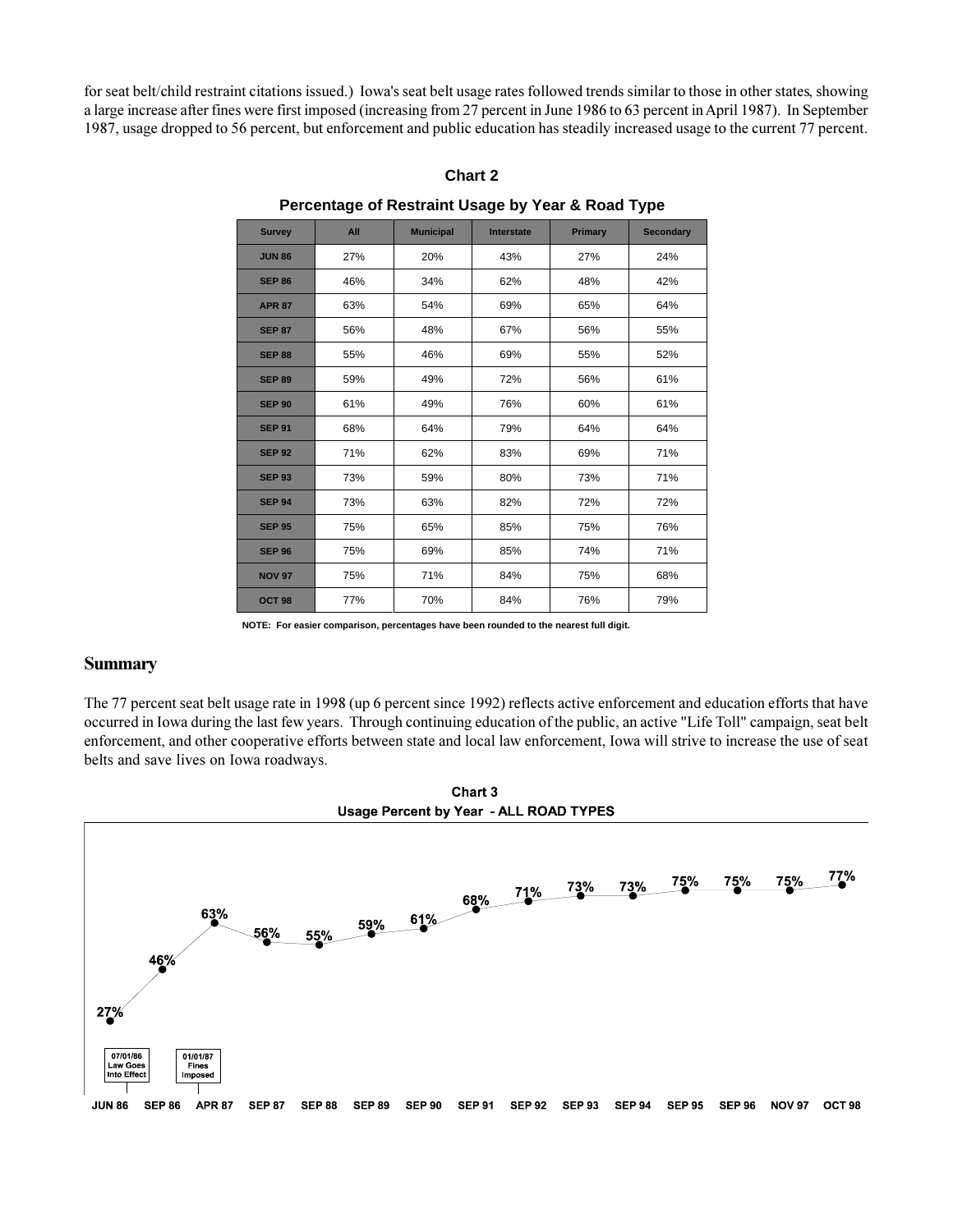for seat belt/child restraint citations issued.) Iowa's seat belt usage rates followed trends similar to those in other states, showing a large increase after fines were first imposed (increasing from 27 percent in June 1986 to 63 percent in April 1987). In September 1987, usage dropped to 56 percent, but enforcement and public education has steadily increased usage to the current 77 percent.

**Chart 2**

**Percentage of Restraint Usage by Year & Road Type**

| Survey | All | Municipal | Interstate | Primary | Secondary |
|---|---|---|---|---|---|
| JUN 86 | 27% | 20% | 43% | 27% | 24% |
| SEP 86 | 46% | 34% | 62% | 48% | 42% |
| APR 87 | 63% | 54% | 69% | 65% | 64% |
| SEP 87 | 56% | 48% | 67% | 56% | 55% |
| SEP 88 | 55% | 46% | 69% | 55% | 52% |
| SEP 89 | 59% | 49% | 72% | 56% | 61% |
| SEP 90 | 61% | 49% | 76% | 60% | 61% |
| SEP 91 | 68% | 64% | 79% | 64% | 64% |
| SEP 92 | 71% | 62% | 83% | 69% | 71% |
| SEP 93 | 73% | 59% | 80% | 73% | 71% |
| SEP 94 | 73% | 63% | 82% | 72% | 72% |
| SEP 95 | 75% | 65% | 85% | 75% | 76% |
| SEP 96 | 75% | 69% | 85% | 74% | 71% |
| NOV 97 | 75% | 71% | 84% | 75% | 68% |
| OCT 98 | 77% | 70% | 84% | 76% | 79% |

**NOTE: For easier comparison, percentages have been rounded to the nearest full digit.**

## Summary

The 77 percent seat belt usage rate in 1998 (up 6 percent since 1992) reflects active enforcement and education efforts that have occurred in Iowa during the last few years. Through continuing education of the public, an active "Life Toll" campaign, seat belt enforcement, and other cooperative efforts between state and local law enforcement, Iowa will strive to increase the use of seat belts and save lives on Iowa roadways.

**Chart 3**

**Usage Percent by Year - ALL ROAD TYPES**

| JUN 86 | SEP 86 | APR 87 | SEP 87 | SEP 88 | SEP 89 | SEP 90 | SEP 91 | SEP 92 | SEP 93 | SEP 94 | SEP 95 | SEP 96 | NOV 97 | OCT 98 |
|---|---|---|---|---|---|---|---|---|---|---|---|---|---|---|
| 27% | 46% | 63% | 56% | 55% | 59% | 61% | 68% | 71% | 73% | 73% | 75% | 75% | 75% | 77% |

07/01/86 Law Goes Into Effect

01/01/87 Fines Imposed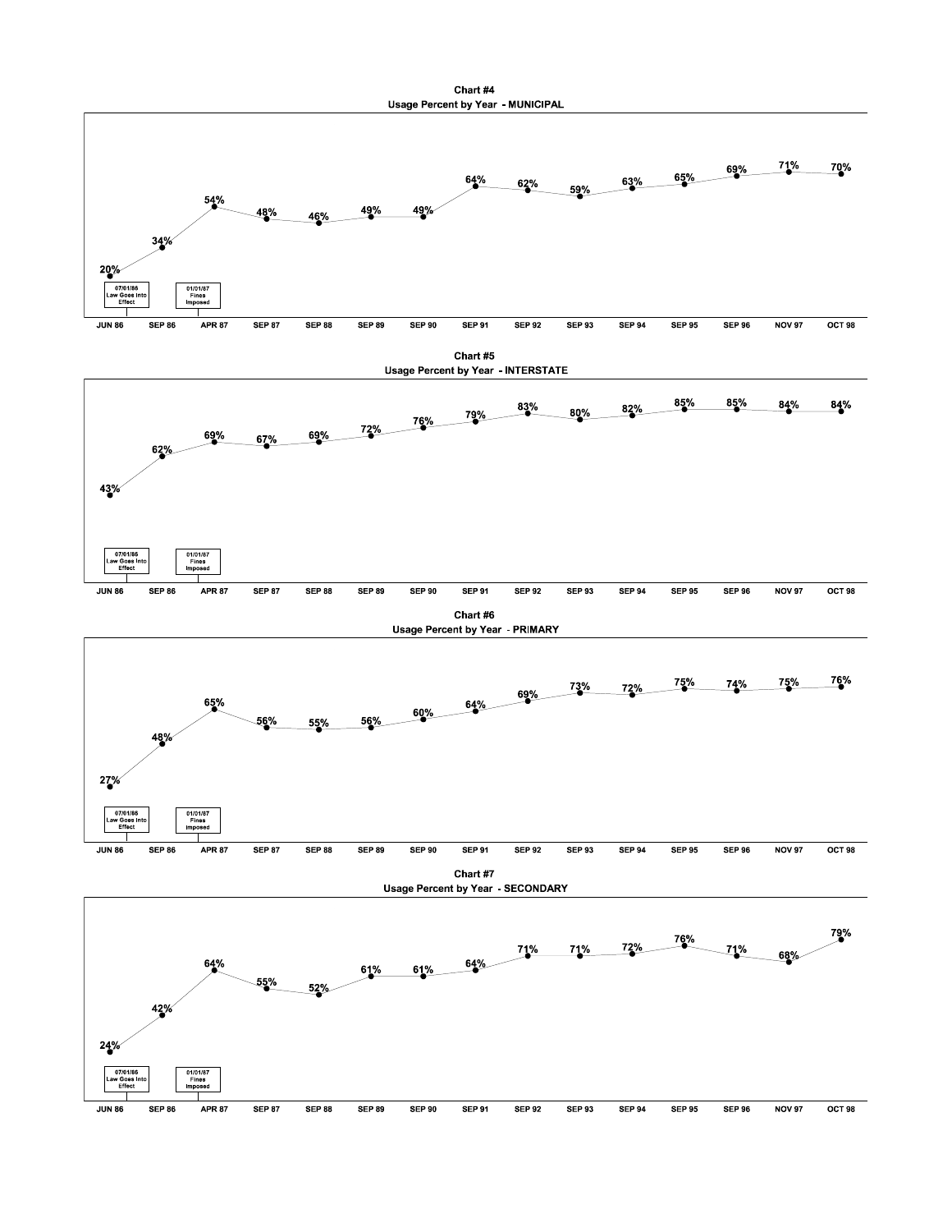## Chart #4

### Usage Percent by Year - MUNICIPAL

| JUN 86 | SEP 86 | APR 87 | SEP 87 | SEP 88 | SEP 89 | SEP 90 | SEP 91 | SEP 92 | SEP 93 | SEP 94 | SEP 95 | SEP 96 | NOV 97 | OCT 98 |
|---|---|---|---|---|---|---|---|---|---|---|---|---|---|---|
| 20% | 34% | 54% | 48% | 46% | 49% | 49% | 64% | 62% | 59% | 63% | 65% | 69% | 71% | 70% |

07/01/86 Law Goes Into Effect

01/01/87 Fines Imposed

## Chart #5

### Usage Percent by Year - INTERSTATE

| JUN 86 | SEP 86 | APR 87 | SEP 87 | SEP 88 | SEP 89 | SEP 90 | SEP 91 | SEP 92 | SEP 93 | SEP 94 | SEP 95 | SEP 96 | NOV 97 | OCT 98 |
|---|---|---|---|---|---|---|---|---|---|---|---|---|---|---|
| 43% | 62% | 69% | 67% | 69% | 72% | 76% | 79% | 83% | 80% | 82% | 85% | 85% | 84% | 84% |

07/01/86 Law Goes Into Effect

01/01/87 Fines Imposed

## Chart #6

### Usage Percent by Year - PRIMARY

| JUN 86 | SEP 86 | APR 87 | SEP 87 | SEP 88 | SEP 89 | SEP 90 | SEP 91 | SEP 92 | SEP 93 | SEP 94 | SEP 95 | SEP 96 | NOV 97 | OCT 98 |
|---|---|---|---|---|---|---|---|---|---|---|---|---|---|---|
| 27% | 48% | 65% | 56% | 55% | 56% | 60% | 64% | 69% | 73% | 72% | 75% | 74% | 75% | 76% |

07/01/86 Law Goes Into Effect

01/01/87 Fines Imposed

## Chart #7

### Usage Percent by Year - SECONDARY

| JUN 86 | SEP 86 | APR 87 | SEP 87 | SEP 88 | SEP 89 | SEP 90 | SEP 91 | SEP 92 | SEP 93 | SEP 94 | SEP 95 | SEP 96 | NOV 97 | OCT 98 |
|---|---|---|---|---|---|---|---|---|---|---|---|---|---|---|
| 24% | 42% | 64% | 55% | 52% | 61% | 61% | 64% | 71% | 71% | 72% | 76% | 71% | 68% | 79% |

07/01/86 Law Goes Into Effect

01/01/87 Fines Imposed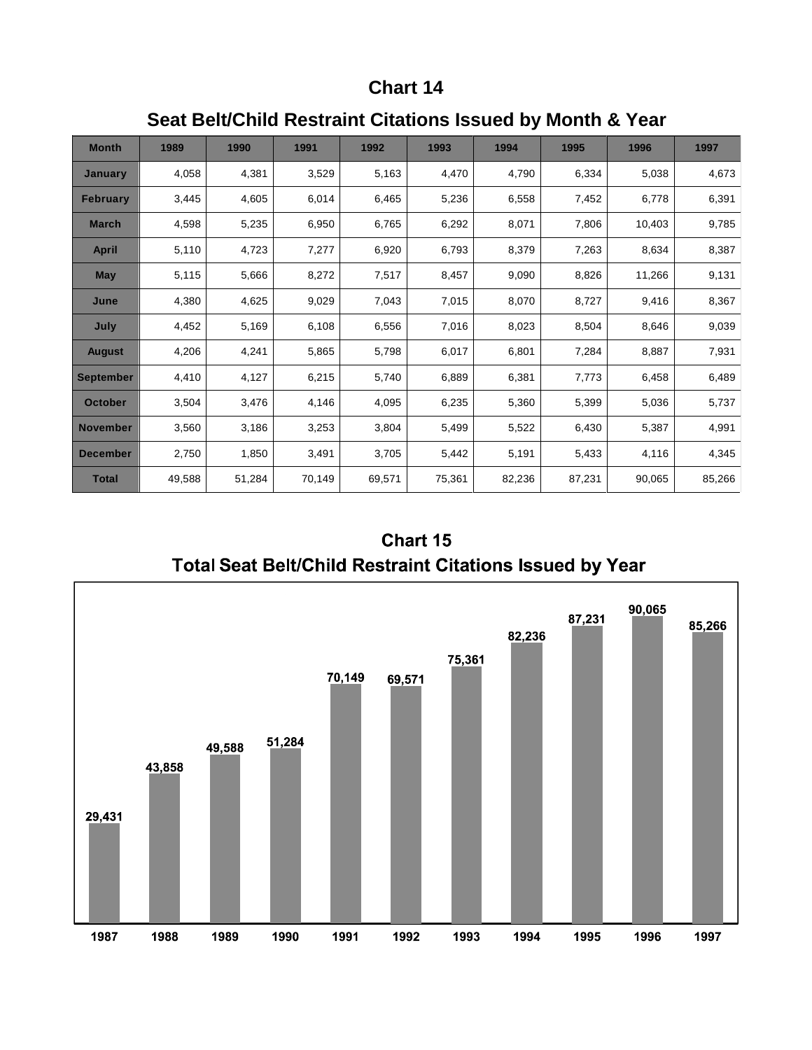## Chart 14

## Seat Belt/Child Restraint Citations Issued by Month & Year

| Month | 1989 | 1990 | 1991 | 1992 | 1993 | 1994 | 1995 | 1996 | 1997 |
|---|---|---|---|---|---|---|---|---|---|
| January | 4,058 | 4,381 | 3,529 | 5,163 | 4,470 | 4,790 | 6,334 | 5,038 | 4,673 |
| February | 3,445 | 4,605 | 6,014 | 6,465 | 5,236 | 6,558 | 7,452 | 6,778 | 6,391 |
| March | 4,598 | 5,235 | 6,950 | 6,765 | 6,292 | 8,071 | 7,806 | 10,403 | 9,785 |
| April | 5,110 | 4,723 | 7,277 | 6,920 | 6,793 | 8,379 | 7,263 | 8,634 | 8,387 |
| May | 5,115 | 5,666 | 8,272 | 7,517 | 8,457 | 9,090 | 8,826 | 11,266 | 9,131 |
| June | 4,380 | 4,625 | 9,029 | 7,043 | 7,015 | 8,070 | 8,727 | 9,416 | 8,367 |
| July | 4,452 | 5,169 | 6,108 | 6,556 | 7,016 | 8,023 | 8,504 | 8,646 | 9,039 |
| August | 4,206 | 4,241 | 5,865 | 5,798 | 6,017 | 6,801 | 7,284 | 8,887 | 7,931 |
| September | 4,410 | 4,127 | 6,215 | 5,740 | 6,889 | 6,381 | 7,773 | 6,458 | 6,489 |
| October | 3,504 | 3,476 | 4,146 | 4,095 | 6,235 | 5,360 | 5,399 | 5,036 | 5,737 |
| November | 3,560 | 3,186 | 3,253 | 3,804 | 5,499 | 5,522 | 6,430 | 5,387 | 4,991 |
| December | 2,750 | 1,850 | 3,491 | 3,705 | 5,442 | 5,191 | 5,433 | 4,116 | 4,345 |
| Total | 49,588 | 51,284 | 70,149 | 69,571 | 75,361 | 82,236 | 87,231 | 90,065 | 85,266 |

## Chart 15

## Total Seat Belt/Child Restraint Citations Issued by Year

29,431
43,858
49,588
51,284
70,149
69,571
75,361
82,236
87,231
90,065
85,266

1987 1988 1989 1990 1991 1992 1993 1994 1995 1996 1997